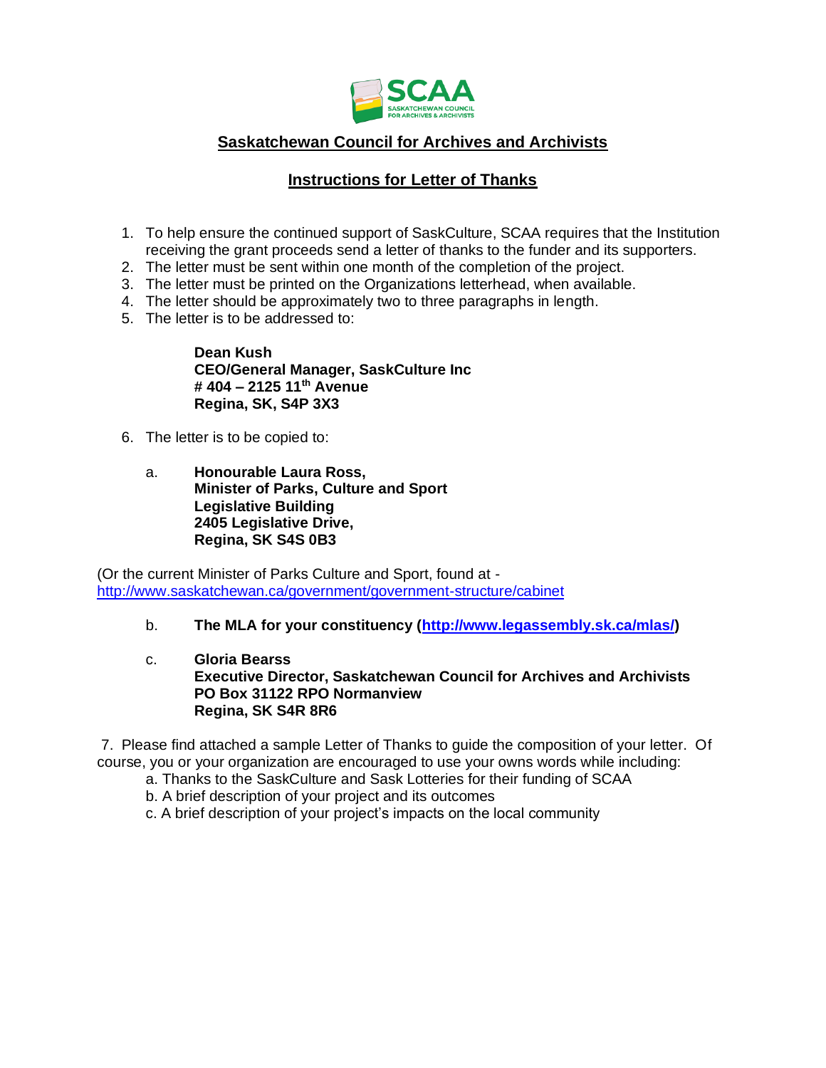# Saskatchewan Council for Archives and Archivists

## Instructions for Letter of Thanks

1. To help ensure the continued support of SaskCulture, SCAA requires that the Institution receiving the grant proceeds send a letter of thanks to the funder and its supporters.
2. The letter must be sent within one month of the completion of the project.
3. The letter must be printed on the Organizations letterhead, when available.
4. The letter should be approximately two to three paragraphs in length.
5. The letter is to be addressed to:

   **Dean Kush**
   **CEO/General Manager, SaskCulture Inc**
   **# 404 – 2125 11th Avenue**
   **Regina, SK, S4P 3X3**

6. The letter is to be copied to:

   a. **Honourable Laura Ross,**
   **Minister of Parks, Culture and Sport**
   **Legislative Building**
   **2405 Legislative Drive,**
   **Regina, SK S4S 0B3**

(Or the current Minister of Parks Culture and Sport, found at - http://www.saskatchewan.ca/government/government-structure/cabinet

   b. **The MLA for your constituency (http://www.legassembly.sk.ca/mlas/)**

   c. **Gloria Bearss**
   **Executive Director, Saskatchewan Council for Archives and Archivists**
   **PO Box 31122 RPO Normanview**
   **Regina, SK S4R 8R6**

7. Please find attached a sample Letter of Thanks to guide the composition of your letter. Of course, you or your organization are encouraged to use your owns words while including:

   a. Thanks to the SaskCulture and Sask Lotteries for their funding of SCAA
   b. A brief description of your project and its outcomes
   c. A brief description of your project's impacts on the local community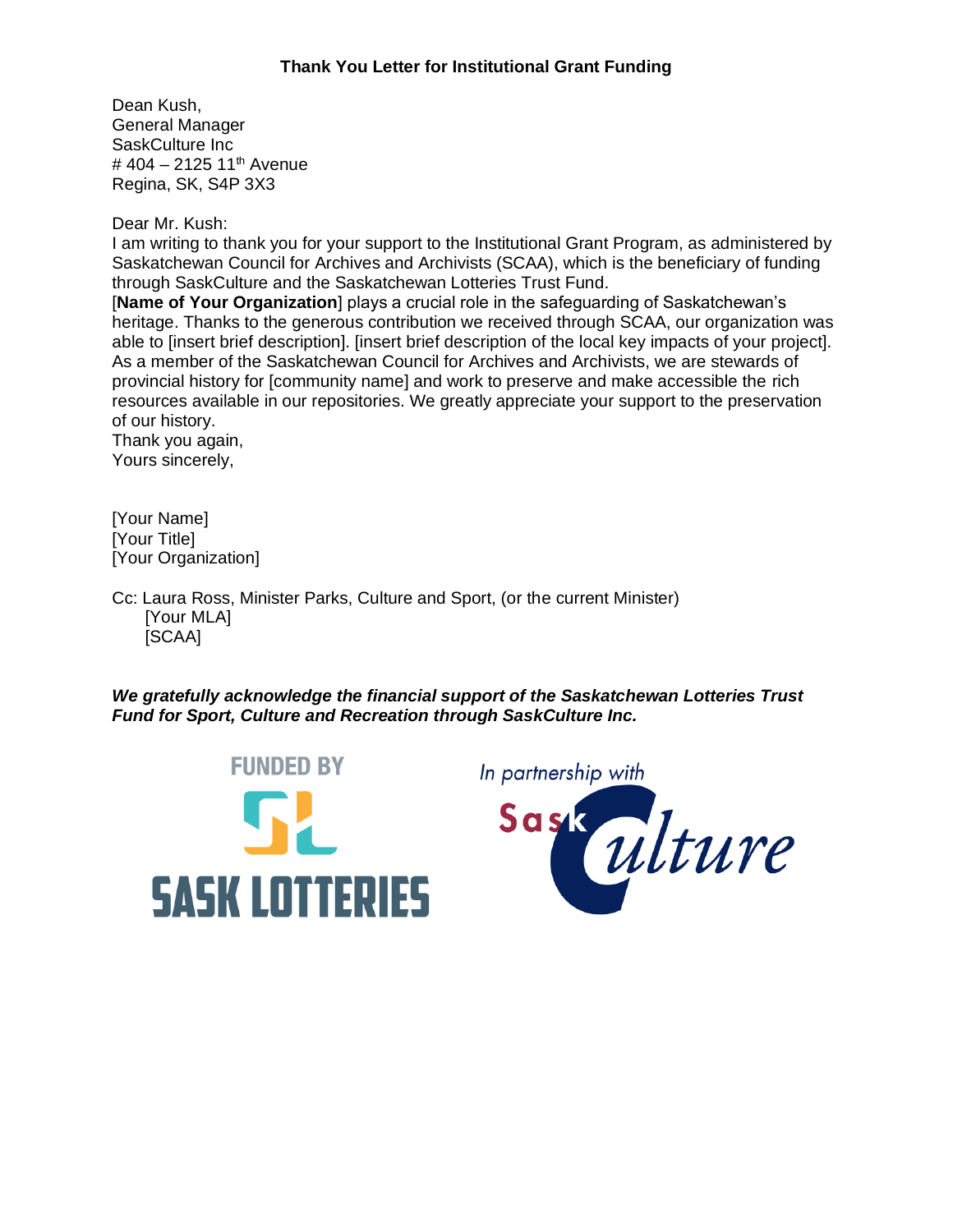**Thank You Letter for Institutional Grant Funding**

Dean Kush,
General Manager
SaskCulture Inc
# 404 – 2125 11th Avenue
Regina, SK, S4P 3X3

Dear Mr. Kush:
I am writing to thank you for your support to the Institutional Grant Program, as administered by Saskatchewan Council for Archives and Archivists (SCAA), which is the beneficiary of funding through SaskCulture and the Saskatchewan Lotteries Trust Fund.
[**Name of Your Organization**] plays a crucial role in the safeguarding of Saskatchewan's heritage. Thanks to the generous contribution we received through SCAA, our organization was able to [insert brief description]. [insert brief description of the local key impacts of your project]. As a member of the Saskatchewan Council for Archives and Archivists, we are stewards of provincial history for [community name] and work to preserve and make accessible the rich resources available in our repositories. We greatly appreciate your support to the preservation of our history.
Thank you again,
Yours sincerely,

[Your Name]
[Your Title]
[Your Organization]

Cc: Laura Ross, Minister Parks, Culture and Sport, (or the current Minister)
[Your MLA]
[SCAA]

***We gratefully acknowledge the financial support of the Saskatchewan Lotteries Trust Fund for Sport, Culture and Recreation through SaskCulture Inc.***

FUNDED BY
SASK LOTTERIES

In partnership with
SaskCulture